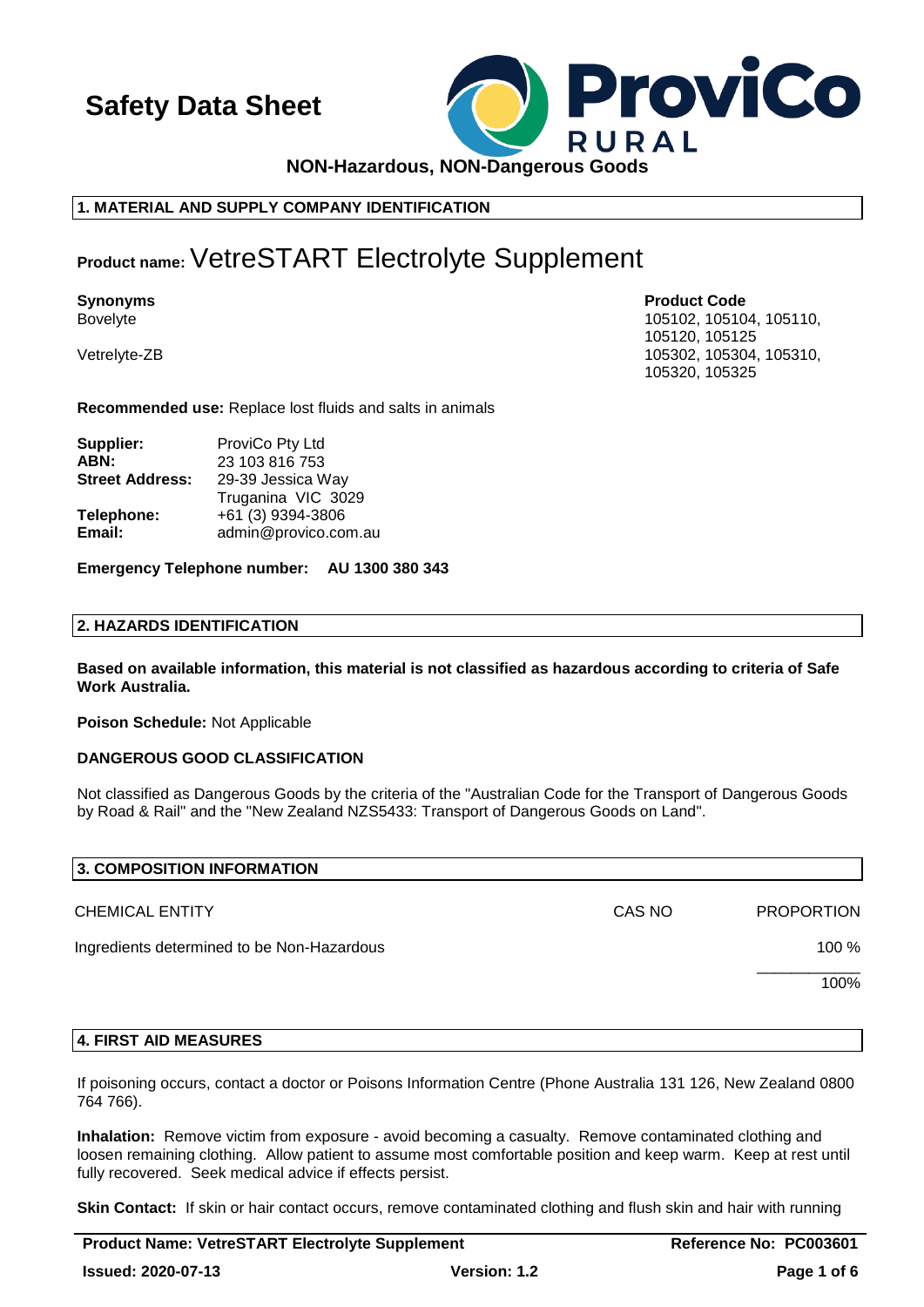# Safety Data Sheet

**NON-Hazardous, NON-Dangerous Goods**

## 1. MATERIAL AND SUPPLY COMPANY IDENTIFICATION

**Product name:** VetreSTART Electrolyte Supplement

**Synonyms**
Bovelyte

Vetrelyte-ZB

**Product Code**
105102, 105104, 105110, 105120, 105125
105302, 105304, 105310, 105320, 105325

**Recommended use:** Replace lost fluids and salts in animals

| | |
|---|---|
| **Supplier:** | ProviCo Pty Ltd |
| **ABN:** | 23 103 816 753 |
| **Street Address:** | 29-39 Jessica Way<br>Truganina VIC 3029 |
| **Telephone:** | +61 (3) 9394-3806 |
| **Email:** | admin@provico.com.au |

**Emergency Telephone number: AU 1300 380 343**

## 2. HAZARDS IDENTIFICATION

**Based on available information, this material is not classified as hazardous according to criteria of Safe Work Australia.**

**Poison Schedule:** Not Applicable

**DANGEROUS GOOD CLASSIFICATION**

Not classified as Dangerous Goods by the criteria of the "Australian Code for the Transport of Dangerous Goods by Road & Rail" and the "New Zealand NZS5433: Transport of Dangerous Goods on Land".

## 3. COMPOSITION INFORMATION

| CHEMICAL ENTITY | CAS NO | PROPORTION |
|---|---|---|
| Ingredients determined to be Non-Hazardous | | 100 % |
| | | 100% |

## 4. FIRST AID MEASURES

If poisoning occurs, contact a doctor or Poisons Information Centre (Phone Australia 131 126, New Zealand 0800 764 766).

**Inhalation:** Remove victim from exposure - avoid becoming a casualty. Remove contaminated clothing and loosen remaining clothing. Allow patient to assume most comfortable position and keep warm. Keep at rest until fully recovered. Seek medical advice if effects persist.

**Skin Contact:** If skin or hair contact occurs, remove contaminated clothing and flush skin and hair with running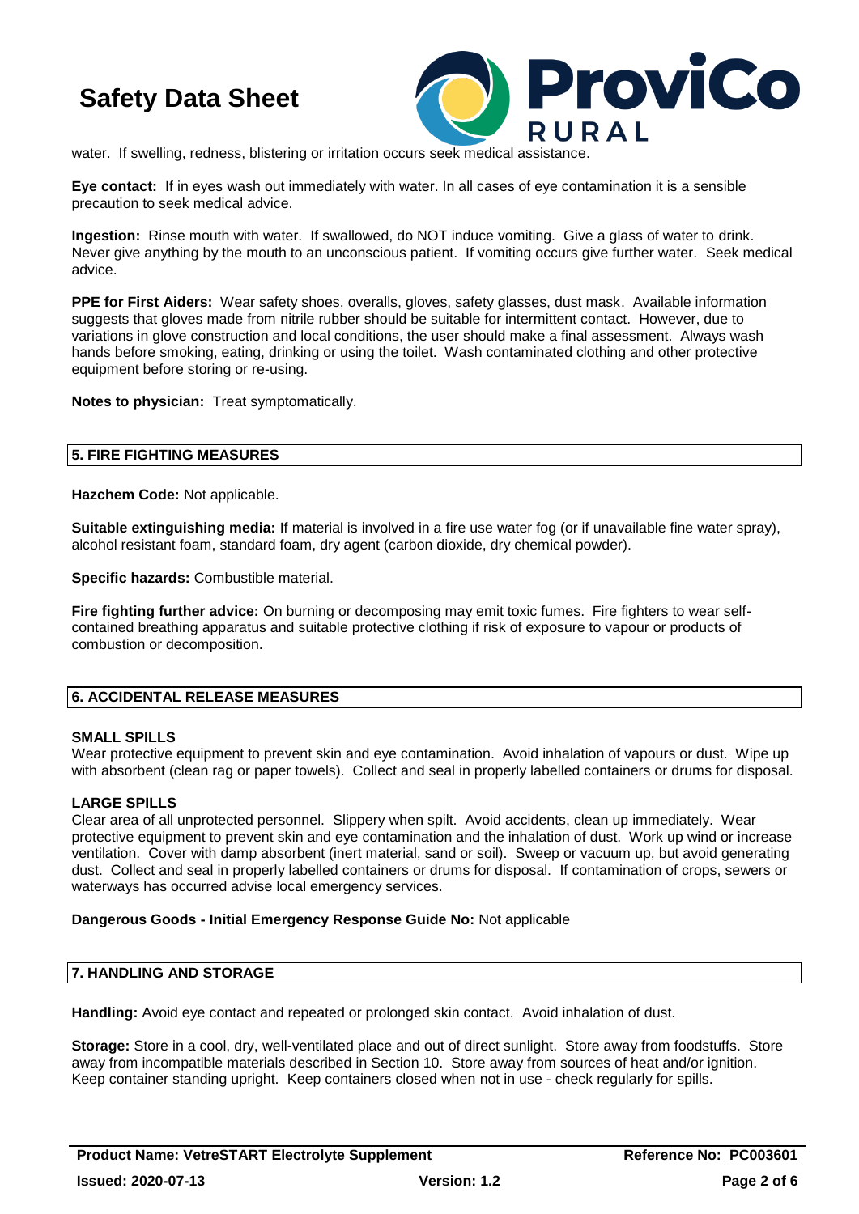water. If swelling, redness, blistering or irritation occurs seek medical assistance.

**Eye contact:** If in eyes wash out immediately with water. In all cases of eye contamination it is a sensible precaution to seek medical advice.

**Ingestion:** Rinse mouth with water. If swallowed, do NOT induce vomiting. Give a glass of water to drink. Never give anything by the mouth to an unconscious patient. If vomiting occurs give further water. Seek medical advice.

**PPE for First Aiders:** Wear safety shoes, overalls, gloves, safety glasses, dust mask. Available information suggests that gloves made from nitrile rubber should be suitable for intermittent contact. However, due to variations in glove construction and local conditions, the user should make a final assessment. Always wash hands before smoking, eating, drinking or using the toilet. Wash contaminated clothing and other protective equipment before storing or re-using.

**Notes to physician:** Treat symptomatically.

## 5. FIRE FIGHTING MEASURES

**Hazchem Code:** Not applicable.

**Suitable extinguishing media:** If material is involved in a fire use water fog (or if unavailable fine water spray), alcohol resistant foam, standard foam, dry agent (carbon dioxide, dry chemical powder).

**Specific hazards:** Combustible material.

**Fire fighting further advice:** On burning or decomposing may emit toxic fumes. Fire fighters to wear self-contained breathing apparatus and suitable protective clothing if risk of exposure to vapour or products of combustion or decomposition.

## 6. ACCIDENTAL RELEASE MEASURES

### SMALL SPILLS

Wear protective equipment to prevent skin and eye contamination. Avoid inhalation of vapours or dust. Wipe up with absorbent (clean rag or paper towels). Collect and seal in properly labelled containers or drums for disposal.

### LARGE SPILLS

Clear area of all unprotected personnel. Slippery when spilt. Avoid accidents, clean up immediately. Wear protective equipment to prevent skin and eye contamination and the inhalation of dust. Work up wind or increase ventilation. Cover with damp absorbent (inert material, sand or soil). Sweep or vacuum up, but avoid generating dust. Collect and seal in properly labelled containers or drums for disposal. If contamination of crops, sewers or waterways has occurred advise local emergency services.

**Dangerous Goods - Initial Emergency Response Guide No:** Not applicable

## 7. HANDLING AND STORAGE

**Handling:** Avoid eye contact and repeated or prolonged skin contact. Avoid inhalation of dust.

**Storage:** Store in a cool, dry, well-ventilated place and out of direct sunlight. Store away from foodstuffs. Store away from incompatible materials described in Section 10. Store away from sources of heat and/or ignition. Keep container standing upright. Keep containers closed when not in use - check regularly for spills.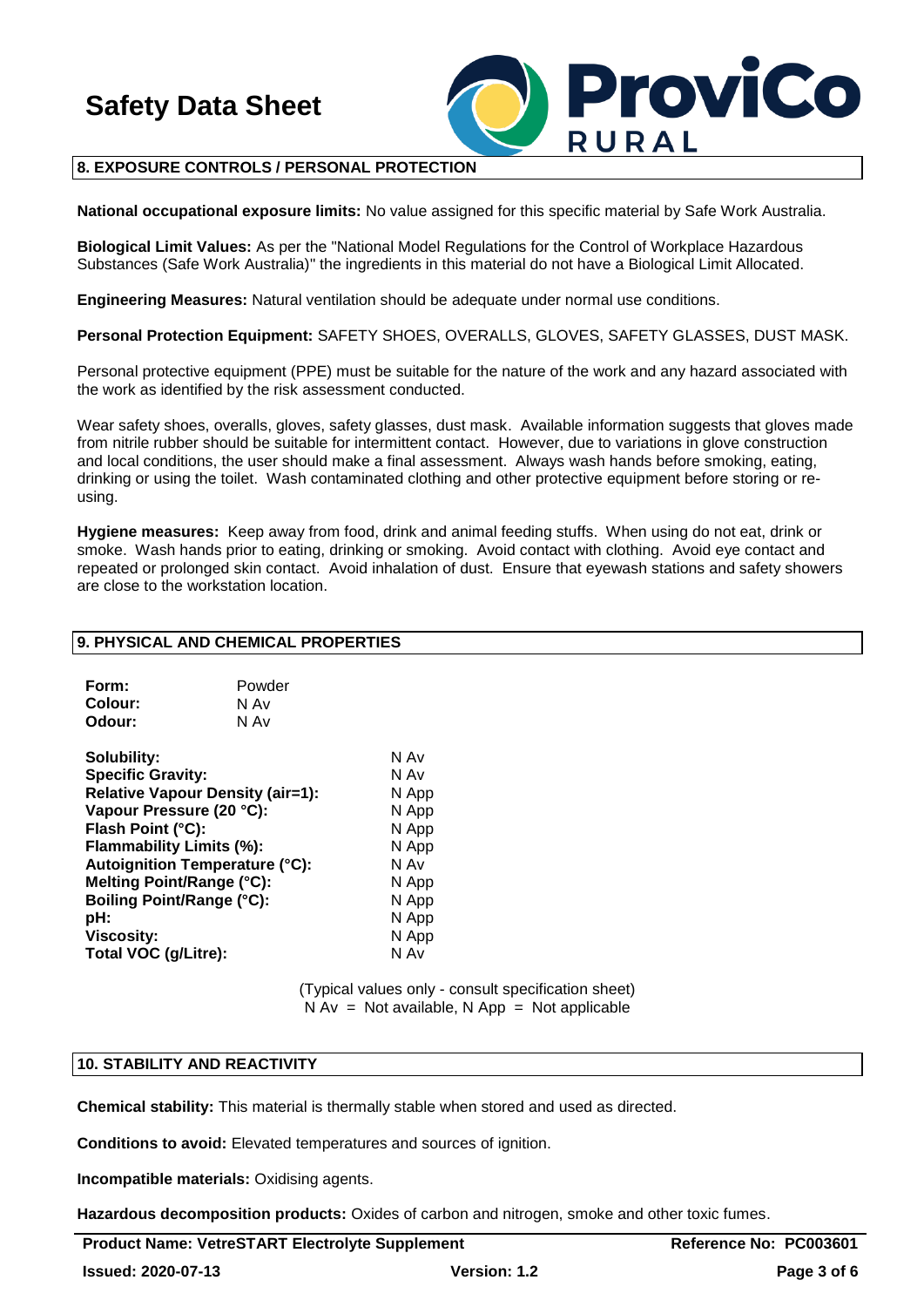## 8. EXPOSURE CONTROLS / PERSONAL PROTECTION

**National occupational exposure limits:** No value assigned for this specific material by Safe Work Australia.

**Biological Limit Values:** As per the "National Model Regulations for the Control of Workplace Hazardous Substances (Safe Work Australia)" the ingredients in this material do not have a Biological Limit Allocated.

**Engineering Measures:** Natural ventilation should be adequate under normal use conditions.

**Personal Protection Equipment:** SAFETY SHOES, OVERALLS, GLOVES, SAFETY GLASSES, DUST MASK.

Personal protective equipment (PPE) must be suitable for the nature of the work and any hazard associated with the work as identified by the risk assessment conducted.

Wear safety shoes, overalls, gloves, safety glasses, dust mask. Available information suggests that gloves made from nitrile rubber should be suitable for intermittent contact. However, due to variations in glove construction and local conditions, the user should make a final assessment. Always wash hands before smoking, eating, drinking or using the toilet. Wash contaminated clothing and other protective equipment before storing or re-using.

**Hygiene measures:** Keep away from food, drink and animal feeding stuffs. When using do not eat, drink or smoke. Wash hands prior to eating, drinking or smoking. Avoid contact with clothing. Avoid eye contact and repeated or prolonged skin contact. Avoid inhalation of dust. Ensure that eyewash stations and safety showers are close to the workstation location.

## 9. PHYSICAL AND CHEMICAL PROPERTIES

| | |
|---|---|
| **Form:** | Powder |
| **Colour:** | N Av |
| **Odour:** | N Av |

| | |
|---|---|
| **Solubility:** | N Av |
| **Specific Gravity:** | N Av |
| **Relative Vapour Density (air=1):** | N App |
| **Vapour Pressure (20 °C):** | N App |
| **Flash Point (°C):** | N App |
| **Flammability Limits (%):** | N App |
| **Autoignition Temperature (°C):** | N Av |
| **Melting Point/Range (°C):** | N App |
| **Boiling Point/Range (°C):** | N App |
| **pH:** | N App |
| **Viscosity:** | N App |
| **Total VOC (g/Litre):** | N Av |

(Typical values only - consult specification sheet)
N Av = Not available, N App = Not applicable

## 10. STABILITY AND REACTIVITY

**Chemical stability:** This material is thermally stable when stored and used as directed.

**Conditions to avoid:** Elevated temperatures and sources of ignition.

**Incompatible materials:** Oxidising agents.

**Hazardous decomposition products:** Oxides of carbon and nitrogen, smoke and other toxic fumes.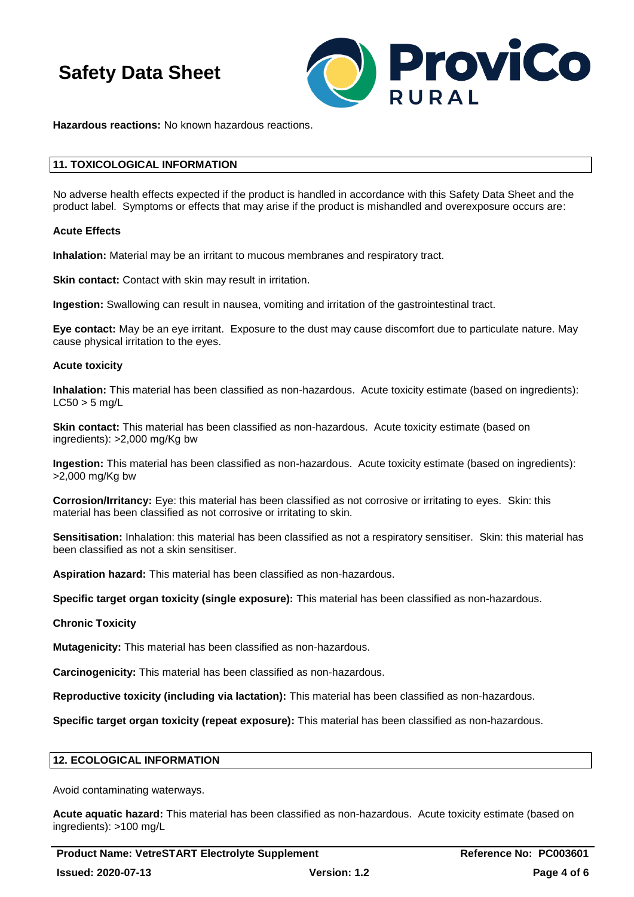**Hazardous reactions:** No known hazardous reactions.

## 11. TOXICOLOGICAL INFORMATION

No adverse health effects expected if the product is handled in accordance with this Safety Data Sheet and the product label. Symptoms or effects that may arise if the product is mishandled and overexposure occurs are:

**Acute Effects**

**Inhalation:** Material may be an irritant to mucous membranes and respiratory tract.

**Skin contact:** Contact with skin may result in irritation.

**Ingestion:** Swallowing can result in nausea, vomiting and irritation of the gastrointestinal tract.

**Eye contact:** May be an eye irritant. Exposure to the dust may cause discomfort due to particulate nature. May cause physical irritation to the eyes.

**Acute toxicity**

**Inhalation:** This material has been classified as non-hazardous. Acute toxicity estimate (based on ingredients): LC50 > 5 mg/L

**Skin contact:** This material has been classified as non-hazardous. Acute toxicity estimate (based on ingredients): >2,000 mg/Kg bw

**Ingestion:** This material has been classified as non-hazardous. Acute toxicity estimate (based on ingredients): >2,000 mg/Kg bw

**Corrosion/Irritancy:** Eye: this material has been classified as not corrosive or irritating to eyes. Skin: this material has been classified as not corrosive or irritating to skin.

**Sensitisation:** Inhalation: this material has been classified as not a respiratory sensitiser. Skin: this material has been classified as not a skin sensitiser.

**Aspiration hazard:** This material has been classified as non-hazardous.

**Specific target organ toxicity (single exposure):** This material has been classified as non-hazardous.

**Chronic Toxicity**

**Mutagenicity:** This material has been classified as non-hazardous.

**Carcinogenicity:** This material has been classified as non-hazardous.

**Reproductive toxicity (including via lactation):** This material has been classified as non-hazardous.

**Specific target organ toxicity (repeat exposure):** This material has been classified as non-hazardous.

## 12. ECOLOGICAL INFORMATION

Avoid contaminating waterways.

**Acute aquatic hazard:** This material has been classified as non-hazardous. Acute toxicity estimate (based on ingredients): >100 mg/L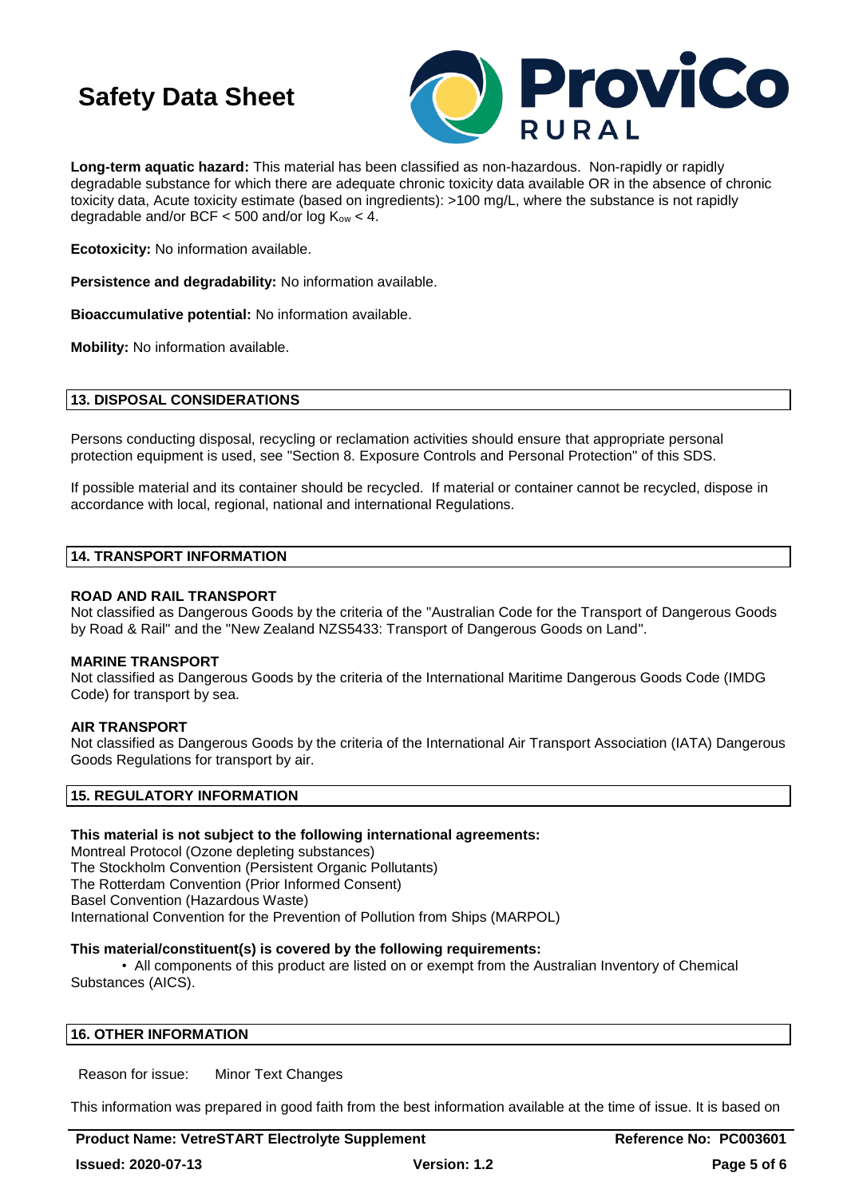**Long-term aquatic hazard:** This material has been classified as non-hazardous. Non-rapidly or rapidly degradable substance for which there are adequate chronic toxicity data available OR in the absence of chronic toxicity data, Acute toxicity estimate (based on ingredients): >100 mg/L, where the substance is not rapidly degradable and/or BCF < 500 and/or log $K_{ow}$ < 4.

**Ecotoxicity:** No information available.

**Persistence and degradability:** No information available.

**Bioaccumulative potential:** No information available.

**Mobility:** No information available.

## 13. DISPOSAL CONSIDERATIONS

Persons conducting disposal, recycling or reclamation activities should ensure that appropriate personal protection equipment is used, see "Section 8. Exposure Controls and Personal Protection" of this SDS.

If possible material and its container should be recycled. If material or container cannot be recycled, dispose in accordance with local, regional, national and international Regulations.

## 14. TRANSPORT INFORMATION

**ROAD AND RAIL TRANSPORT**
Not classified as Dangerous Goods by the criteria of the "Australian Code for the Transport of Dangerous Goods by Road & Rail" and the "New Zealand NZS5433: Transport of Dangerous Goods on Land".

**MARINE TRANSPORT**
Not classified as Dangerous Goods by the criteria of the International Maritime Dangerous Goods Code (IMDG Code) for transport by sea.

**AIR TRANSPORT**
Not classified as Dangerous Goods by the criteria of the International Air Transport Association (IATA) Dangerous Goods Regulations for transport by air.

## 15. REGULATORY INFORMATION

**This material is not subject to the following international agreements:**
Montreal Protocol (Ozone depleting substances)
The Stockholm Convention (Persistent Organic Pollutants)
The Rotterdam Convention (Prior Informed Consent)
Basel Convention (Hazardous Waste)
International Convention for the Prevention of Pollution from Ships (MARPOL)

**This material/constituent(s) is covered by the following requirements:**

- All components of this product are listed on or exempt from the Australian Inventory of Chemical Substances (AICS).

## 16. OTHER INFORMATION

Reason for issue: Minor Text Changes

This information was prepared in good faith from the best information available at the time of issue. It is based on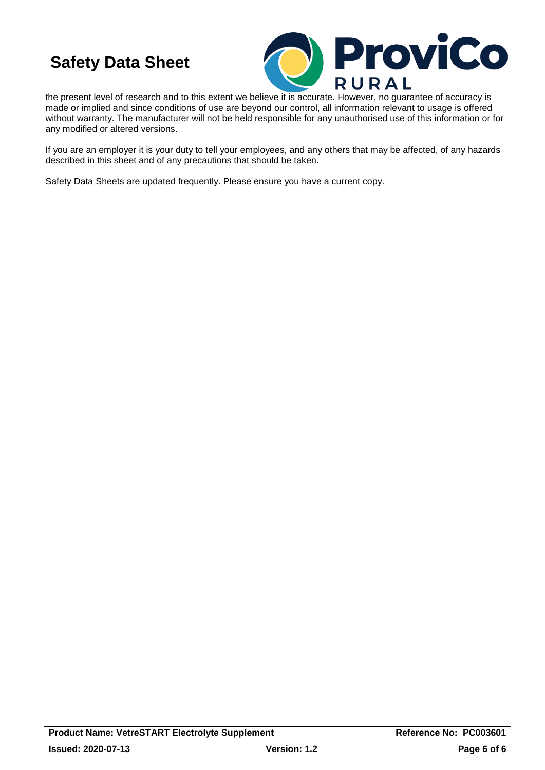the present level of research and to this extent we believe it is accurate. However, no guarantee of accuracy is made or implied and since conditions of use are beyond our control, all information relevant to usage is offered without warranty. The manufacturer will not be held responsible for any unauthorised use of this information or for any modified or altered versions.

If you are an employer it is your duty to tell your employees, and any others that may be affected, of any hazards described in this sheet and of any precautions that should be taken.

Safety Data Sheets are updated frequently. Please ensure you have a current copy.